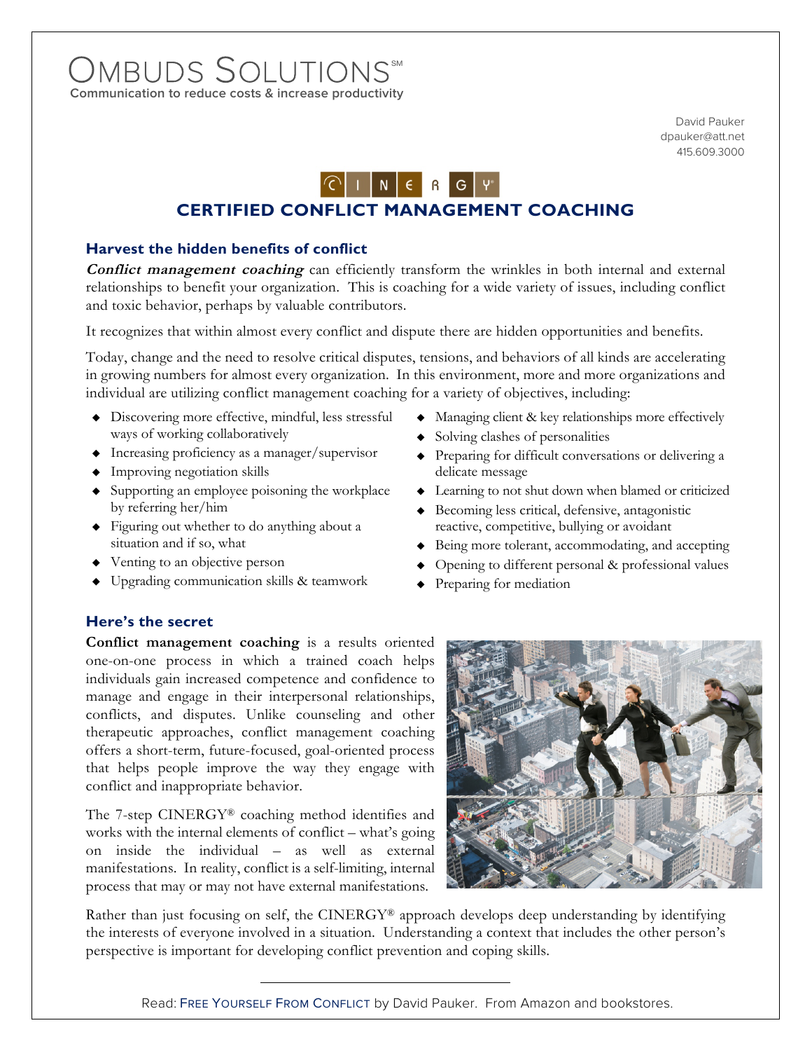# OMBUDS SOLUTIONS℠

**Communication to reduce costs & increase productivity**

David Pauker
dpauker@att.net
415.609.3000

CINERGY®

## CERTIFIED CONFLICT MANAGEMENT COACHING

### Harvest the hidden benefits of conflict

***Conflict management coaching*** can efficiently transform the wrinkles in both internal and external relationships to benefit your organization. This is coaching for a wide variety of issues, including conflict and toxic behavior, perhaps by valuable contributors.

It recognizes that within almost every conflict and dispute there are hidden opportunities and benefits.

Today, change and the need to resolve critical disputes, tensions, and behaviors of all kinds are accelerating in growing numbers for almost every organization. In this environment, more and more organizations and individual are utilizing conflict management coaching for a variety of objectives, including:

- Discovering more effective, mindful, less stressful ways of working collaboratively
- Increasing proficiency as a manager/supervisor
- Improving negotiation skills
- Supporting an employee poisoning the workplace by referring her/him
- Figuring out whether to do anything about a situation and if so, what
- Venting to an objective person
- Upgrading communication skills & teamwork
- Managing client & key relationships more effectively
- Solving clashes of personalities
- Preparing for difficult conversations or delivering a delicate message
- Learning to not shut down when blamed or criticized
- Becoming less critical, defensive, antagonistic reactive, competitive, bullying or avoidant
- Being more tolerant, accommodating, and accepting
- Opening to different personal & professional values
- Preparing for mediation

### Here's the secret

**Conflict management coaching** is a results oriented one-on-one process in which a trained coach helps individuals gain increased competence and confidence to manage and engage in their interpersonal relationships, conflicts, and disputes. Unlike counseling and other therapeutic approaches, conflict management coaching offers a short-term, future-focused, goal-oriented process that helps people improve the way they engage with conflict and inappropriate behavior.

The 7-step CINERGY® coaching method identifies and works with the internal elements of conflict – what's going on inside the individual – as well as external manifestations. In reality, conflict is a self-limiting, internal process that may or may not have external manifestations.

Rather than just focusing on self, the CINERGY® approach develops deep understanding by identifying the interests of everyone involved in a situation. Understanding a context that includes the other person's perspective is important for developing conflict prevention and coping skills.

---

Read: FREE YOURSELF FROM CONFLICT by David Pauker. From Amazon and bookstores.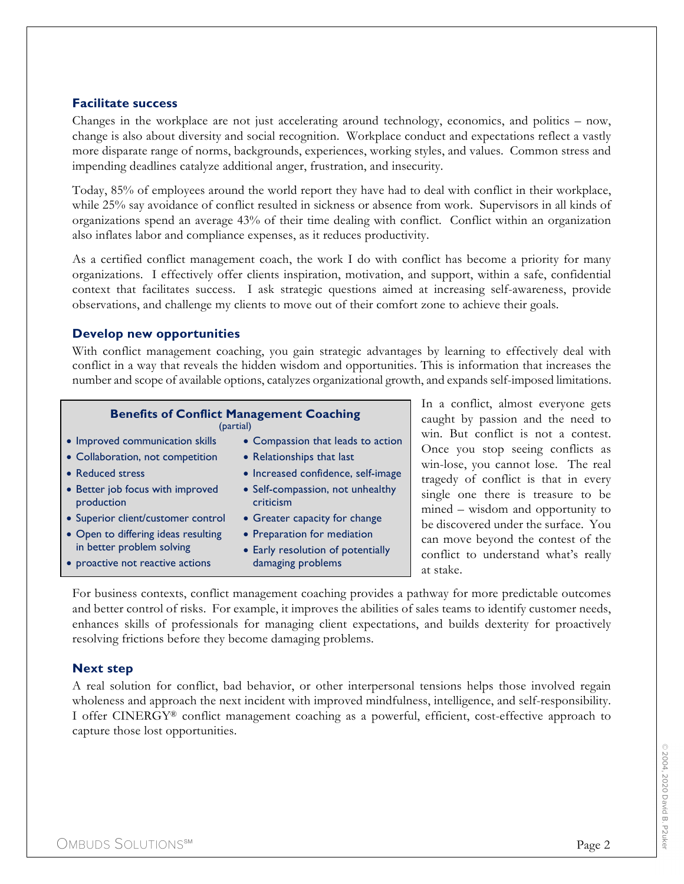## Facilitate success

Changes in the workplace are not just accelerating around technology, economics, and politics – now, change is also about diversity and social recognition. Workplace conduct and expectations reflect a vastly more disparate range of norms, backgrounds, experiences, working styles, and values. Common stress and impending deadlines catalyze additional anger, frustration, and insecurity.

Today, 85% of employees around the world report they have had to deal with conflict in their workplace, while 25% say avoidance of conflict resulted in sickness or absence from work. Supervisors in all kinds of organizations spend an average 43% of their time dealing with conflict. Conflict within an organization also inflates labor and compliance expenses, as it reduces productivity.

As a certified conflict management coach, the work I do with conflict has become a priority for many organizations. I effectively offer clients inspiration, motivation, and support, within a safe, confidential context that facilitates success. I ask strategic questions aimed at increasing self-awareness, provide observations, and challenge my clients to move out of their comfort zone to achieve their goals.

## Develop new opportunities

With conflict management coaching, you gain strategic advantages by learning to effectively deal with conflict in a way that reveals the hidden wisdom and opportunities. This is information that increases the number and scope of available options, catalyzes organizational growth, and expands self-imposed limitations.

**Benefits of Conflict Management Coaching**
(partial)

- Improved communication skills
- Collaboration, not competition
- Reduced stress
- Better job focus with improved production
- Superior client/customer control
- Open to differing ideas resulting in better problem solving
- proactive not reactive actions
- Compassion that leads to action
- Relationships that last
- Increased confidence, self-image
- Self-compassion, not unhealthy criticism
- Greater capacity for change
- Preparation for mediation
- Early resolution of potentially damaging problems

In a conflict, almost everyone gets caught by passion and the need to win. But conflict is not a contest. Once you stop seeing conflicts as win-lose, you cannot lose. The real tragedy of conflict is that in every single one there is treasure to be mined – wisdom and opportunity to be discovered under the surface. You can move beyond the contest of the conflict to understand what's really at stake.

For business contexts, conflict management coaching provides a pathway for more predictable outcomes and better control of risks. For example, it improves the abilities of sales teams to identify customer needs, enhances skills of professionals for managing client expectations, and builds dexterity for proactively resolving frictions before they become damaging problems.

## Next step

A real solution for conflict, bad behavior, or other interpersonal tensions helps those involved regain wholeness and approach the next incident with improved mindfulness, intelligence, and self-responsibility. I offer CINERGY® conflict management coaching as a powerful, efficient, cost-effective approach to capture those lost opportunities.

© 2004, 2020 David B. Pzuker